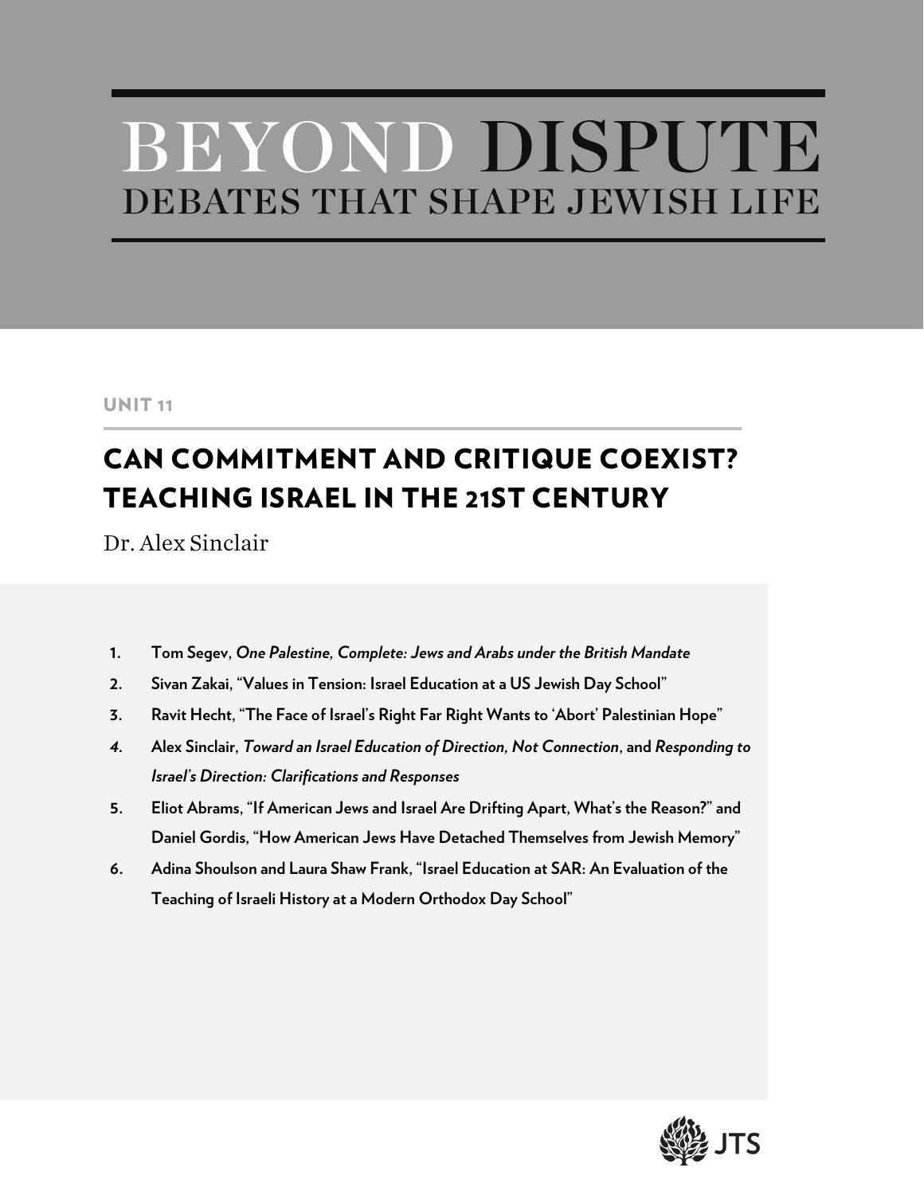# BEYOND DISPUTE

## DEBATES THAT SHAPE JEWISH LIFE

UNIT 11

## CAN COMMITMENT AND CRITIQUE COEXIST? TEACHING ISRAEL IN THE 21ST CENTURY

Dr. Alex Sinclair

1. **Tom Segev, *One Palestine, Complete: Jews and Arabs under the British Mandate***
2. **Sivan Zakai, "Values in Tension: Israel Education at a US Jewish Day School"**
3. **Ravit Hecht, "The Face of Israel's Right Far Right Wants to 'Abort' Palestinian Hope"**
4. **Alex Sinclair, *Toward an Israel Education of Direction, Not Connection*, and *Responding to Israel's Direction: Clarifications and Responses***
5. **Eliot Abrams, "If American Jews and Israel Are Drifting Apart, What's the Reason?" and Daniel Gordis, "How American Jews Have Detached Themselves from Jewish Memory"**
6. **Adina Shoulson and Laura Shaw Frank, "Israel Education at SAR: An Evaluation of the Teaching of Israeli History at a Modern Orthodox Day School"**

JTS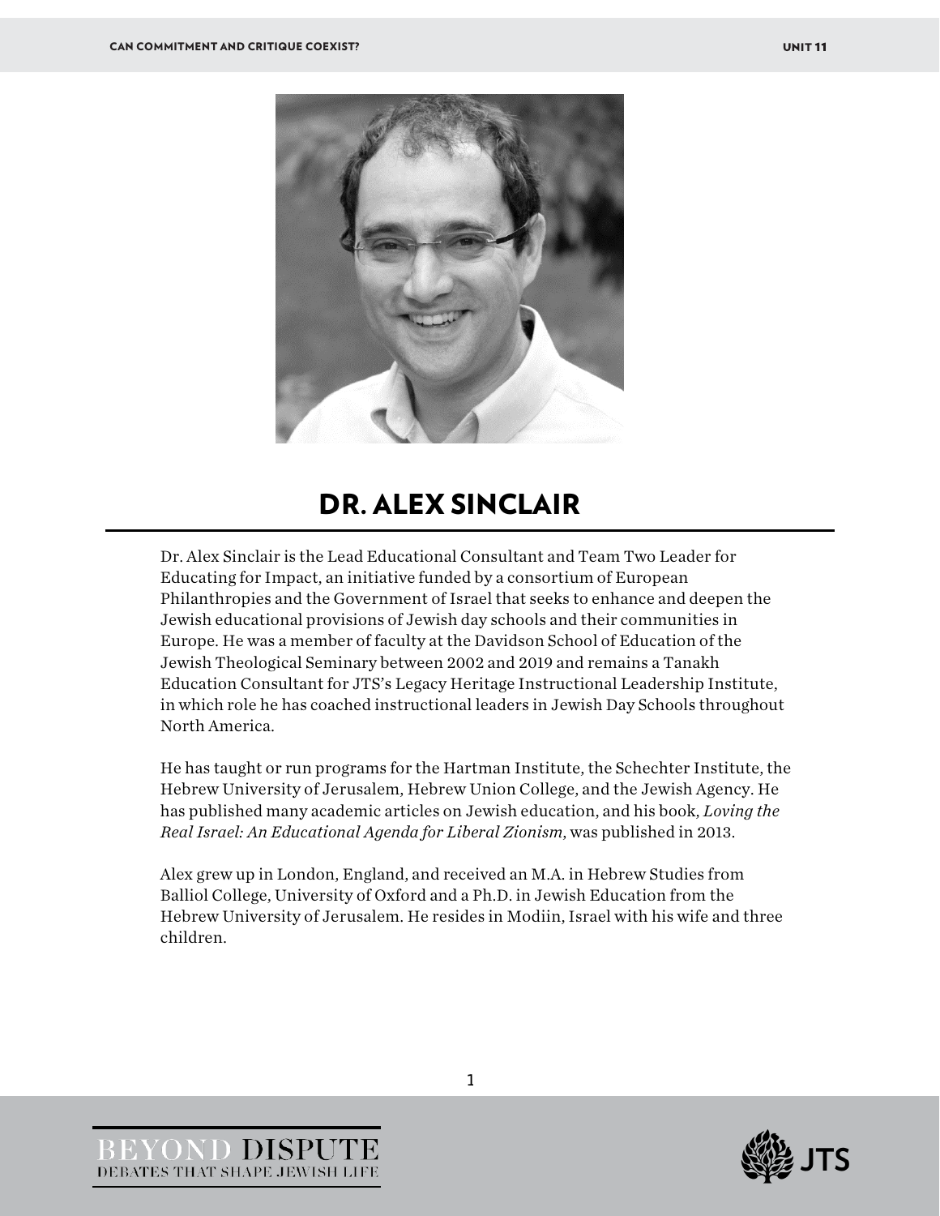# DR. ALEX SINCLAIR

Dr. Alex Sinclair is the Lead Educational Consultant and Team Two Leader for Educating for Impact, an initiative funded by a consortium of European Philanthropies and the Government of Israel that seeks to enhance and deepen the Jewish educational provisions of Jewish day schools and their communities in Europe. He was a member of faculty at the Davidson School of Education of the Jewish Theological Seminary between 2002 and 2019 and remains a Tanakh Education Consultant for JTS's Legacy Heritage Instructional Leadership Institute, in which role he has coached instructional leaders in Jewish Day Schools throughout North America.

He has taught or run programs for the Hartman Institute, the Schechter Institute, the Hebrew University of Jerusalem, Hebrew Union College, and the Jewish Agency. He has published many academic articles on Jewish education, and his book, *Loving the Real Israel: An Educational Agenda for Liberal Zionism*, was published in 2013.

Alex grew up in London, England, and received an M.A. in Hebrew Studies from Balliol College, University of Oxford and a Ph.D. in Jewish Education from the Hebrew University of Jerusalem. He resides in Modiin, Israel with his wife and three children.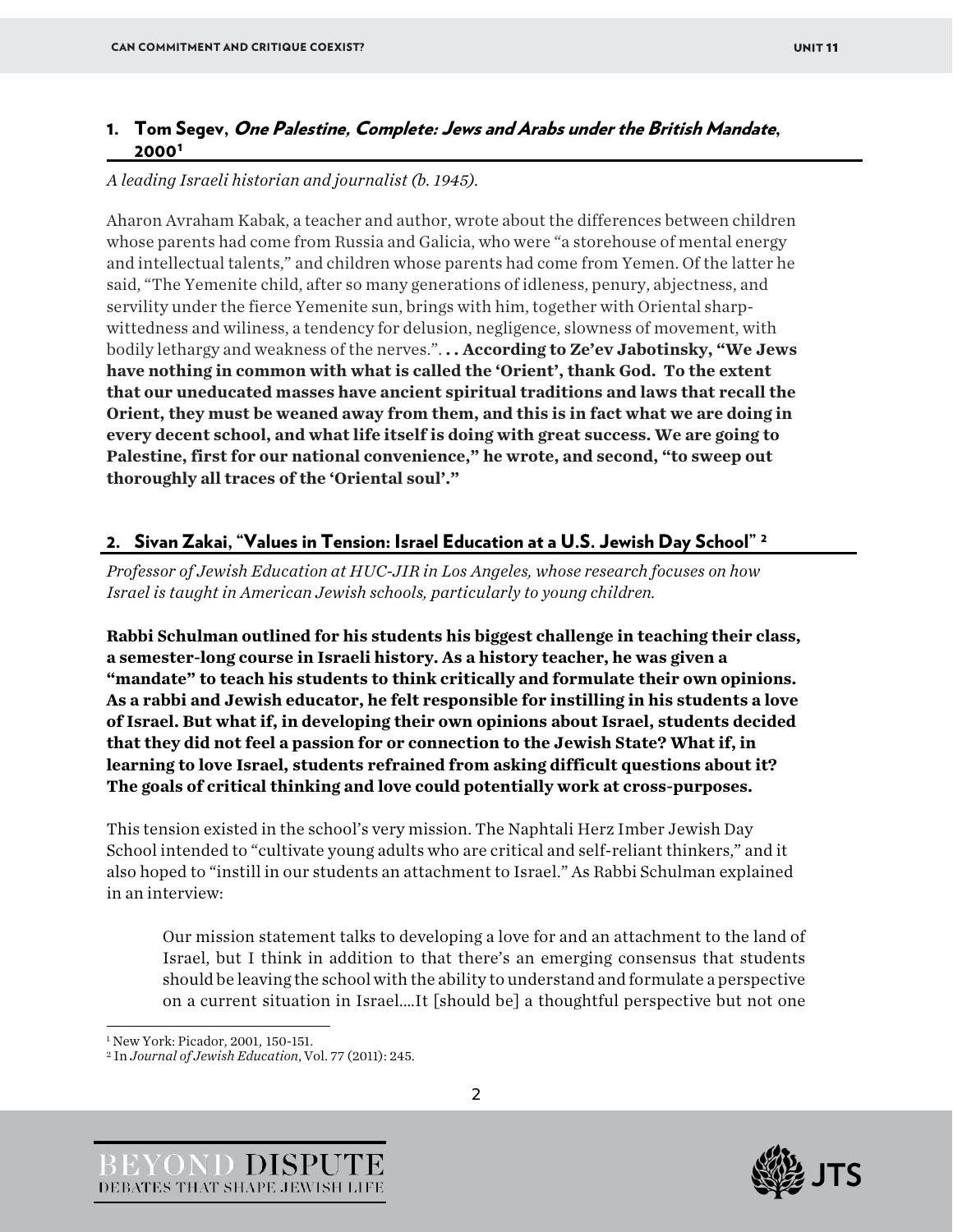## 1. Tom Segev, *One Palestine, Complete: Jews and Arabs under the British Mandate*, 2000[1]

*A leading Israeli historian and journalist (b. 1945).*

Aharon Avraham Kabak, a teacher and author, wrote about the differences between children whose parents had come from Russia and Galicia, who were "a storehouse of mental energy and intellectual talents," and children whose parents had come from Yemen. Of the latter he said, "The Yemenite child, after so many generations of idleness, penury, abjectness, and servility under the fierce Yemenite sun, brings with him, together with Oriental sharp-wittedness and wiliness, a tendency for delusion, negligence, slowness of movement, with bodily lethargy and weakness of the nerves.". **. . According to Ze'ev Jabotinsky, "We Jews have nothing in common with what is called the 'Orient', thank God. To the extent that our uneducated masses have ancient spiritual traditions and laws that recall the Orient, they must be weaned away from them, and this is in fact what we are doing in every decent school, and what life itself is doing with great success. We are going to Palestine, first for our national convenience," he wrote, and second, "to sweep out thoroughly all traces of the 'Oriental soul'."**

## 2. Sivan Zakai, "Values in Tension: Israel Education at a U.S. Jewish Day School" [2]

*Professor of Jewish Education at HUC-JIR in Los Angeles, whose research focuses on how Israel is taught in American Jewish schools, particularly to young children.*

**Rabbi Schulman outlined for his students his biggest challenge in teaching their class, a semester-long course in Israeli history. As a history teacher, he was given a "mandate" to teach his students to think critically and formulate their own opinions. As a rabbi and Jewish educator, he felt responsible for instilling in his students a love of Israel. But what if, in developing their own opinions about Israel, students decided that they did not feel a passion for or connection to the Jewish State? What if, in learning to love Israel, students refrained from asking difficult questions about it? The goals of critical thinking and love could potentially work at cross-purposes.**

This tension existed in the school's very mission. The Naphtali Herz Imber Jewish Day School intended to "cultivate young adults who are critical and self-reliant thinkers," and it also hoped to "instill in our students an attachment to Israel." As Rabbi Schulman explained in an interview:

> Our mission statement talks to developing a love for and an attachment to the land of Israel, but I think in addition to that there's an emerging consensus that students should be leaving the school with the ability to understand and formulate a perspective on a current situation in Israel....It [should be] a thoughtful perspective but not one

---

[1] New York: Picador, 2001, 150-151.

[2] In *Journal of Jewish Education*, Vol. 77 (2011): 245.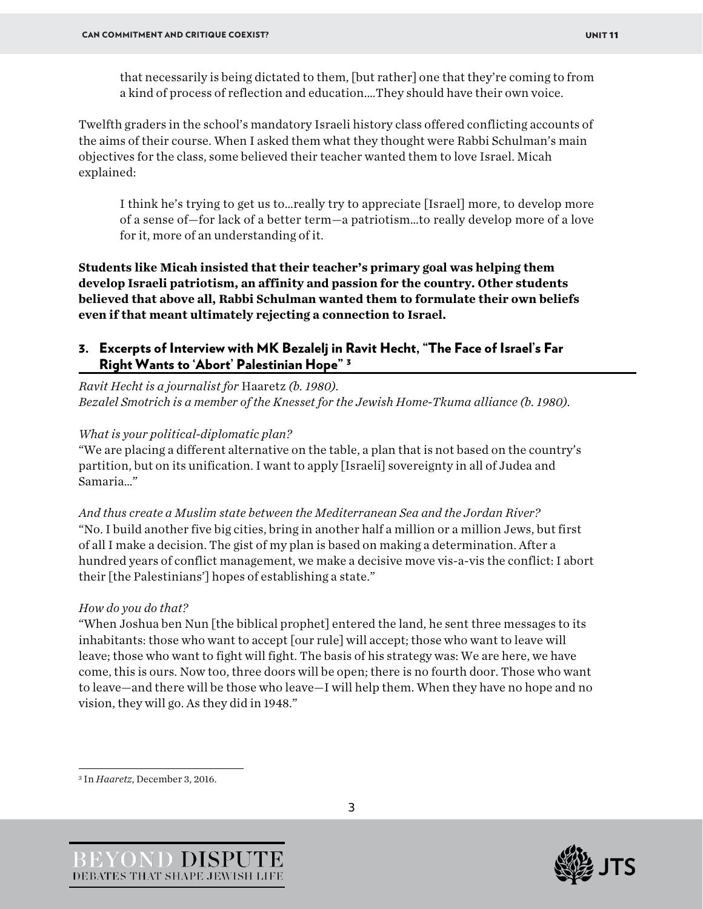> that necessarily is being dictated to them, [but rather] one that they're coming to from a kind of process of reflection and education....They should have their own voice.

Twelfth graders in the school's mandatory Israeli history class offered conflicting accounts of the aims of their course. When I asked them what they thought were Rabbi Schulman's main objectives for the class, some believed their teacher wanted them to love Israel. Micah explained:

> I think he's trying to get us to...really try to appreciate [Israel] more, to develop more of a sense of—for lack of a better term—a patriotism...to really develop more of a love for it, more of an understanding of it.

**Students like Micah insisted that their teacher's primary goal was helping them develop Israeli patriotism, an affinity and passion for the country. Other students believed that above all, Rabbi Schulman wanted them to formulate their own beliefs even if that meant ultimately rejecting a connection to Israel.**

## 3. Excerpts of Interview with MK Bezalelj in Ravit Hecht, "The Face of Israel's Far Right Wants to 'Abort' Palestinian Hope" [3]

*Ravit Hecht is a journalist for* Haaretz *(b. 1980).*
*Bezalel Smotrich is a member of the Knesset for the Jewish Home-Tkuma alliance (b. 1980).*

*What is your political-diplomatic plan?*
"We are placing a different alternative on the table, a plan that is not based on the country's partition, but on its unification. I want to apply [Israeli] sovereignty in all of Judea and Samaria..."

*And thus create a Muslim state between the Mediterranean Sea and the Jordan River?*
"No. I build another five big cities, bring in another half a million or a million Jews, but first of all I make a decision. The gist of my plan is based on making a determination. After a hundred years of conflict management, we make a decisive move vis-a-vis the conflict: I abort their [the Palestinians'] hopes of establishing a state."

*How do you do that?*
"When Joshua ben Nun [the biblical prophet] entered the land, he sent three messages to its inhabitants: those who want to accept [our rule] will accept; those who want to leave will leave; those who want to fight will fight. The basis of his strategy was: We are here, we have come, this is ours. Now too, three doors will be open; there is no fourth door. Those who want to leave—and there will be those who leave—I will help them. When they have no hope and no vision, they will go. As they did in 1948."

---

[3] In *Haaretz*, December 3, 2016.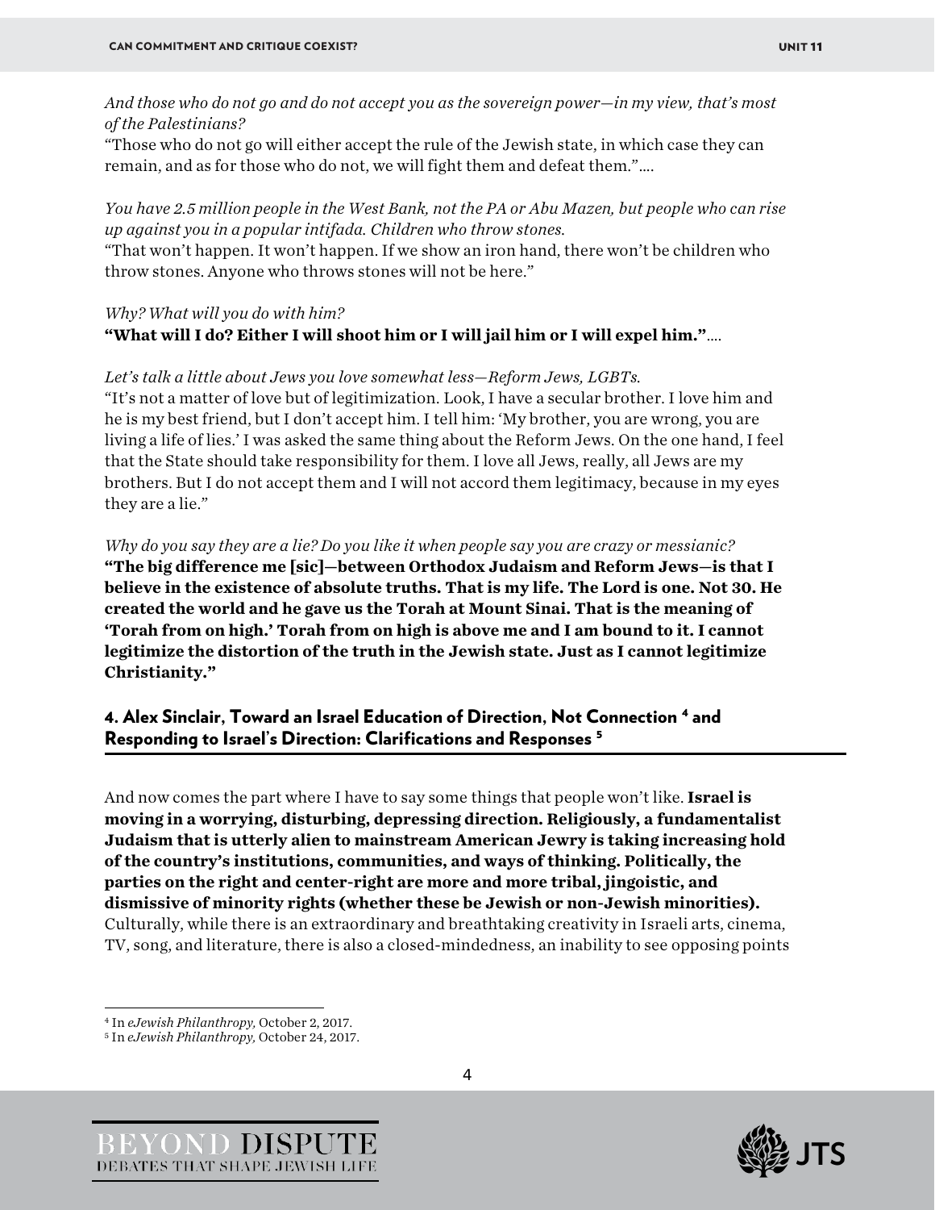*And those who do not go and do not accept you as the sovereign power—in my view, that's most of the Palestinians?*

"Those who do not go will either accept the rule of the Jewish state, in which case they can remain, and as for those who do not, we will fight them and defeat them."....

*You have 2.5 million people in the West Bank, not the PA or Abu Mazen, but people who can rise up against you in a popular intifada. Children who throw stones.*

"That won't happen. It won't happen. If we show an iron hand, there won't be children who throw stones. Anyone who throws stones will not be here."

*Why? What will you do with him?*

**"What will I do? Either I will shoot him or I will jail him or I will expel him."**....

*Let's talk a little about Jews you love somewhat less—Reform Jews, LGBTs.*

"It's not a matter of love but of legitimization. Look, I have a secular brother. I love him and he is my best friend, but I don't accept him. I tell him: 'My brother, you are wrong, you are living a life of lies.' I was asked the same thing about the Reform Jews. On the one hand, I feel that the State should take responsibility for them. I love all Jews, really, all Jews are my brothers. But I do not accept them and I will not accord them legitimacy, because in my eyes they are a lie."

*Why do you say they are a lie? Do you like it when people say you are crazy or messianic?*

**"The big difference me [sic]—between Orthodox Judaism and Reform Jews—is that I believe in the existence of absolute truths. That is my life. The Lord is one. Not 30. He created the world and he gave us the Torah at Mount Sinai. That is the meaning of 'Torah from on high.' Torah from on high is above me and I am bound to it. I cannot legitimize the distortion of the truth in the Jewish state. Just as I cannot legitimize Christianity."**

## 4. Alex Sinclair, Toward an Israel Education of Direction, Not Connection [4] and Responding to Israel's Direction: Clarifications and Responses [5]

And now comes the part where I have to say some things that people won't like. **Israel is moving in a worrying, disturbing, depressing direction. Religiously, a fundamentalist Judaism that is utterly alien to mainstream American Jewry is taking increasing hold of the country's institutions, communities, and ways of thinking. Politically, the parties on the right and center-right are more and more tribal, jingoistic, and dismissive of minority rights (whether these be Jewish or non-Jewish minorities).** Culturally, while there is an extraordinary and breathtaking creativity in Israeli arts, cinema, TV, song, and literature, there is also a closed-mindedness, an inability to see opposing points

---

[4] In *eJewish Philanthropy,* October 2, 2017.

[5] In *eJewish Philanthropy,* October 24, 2017.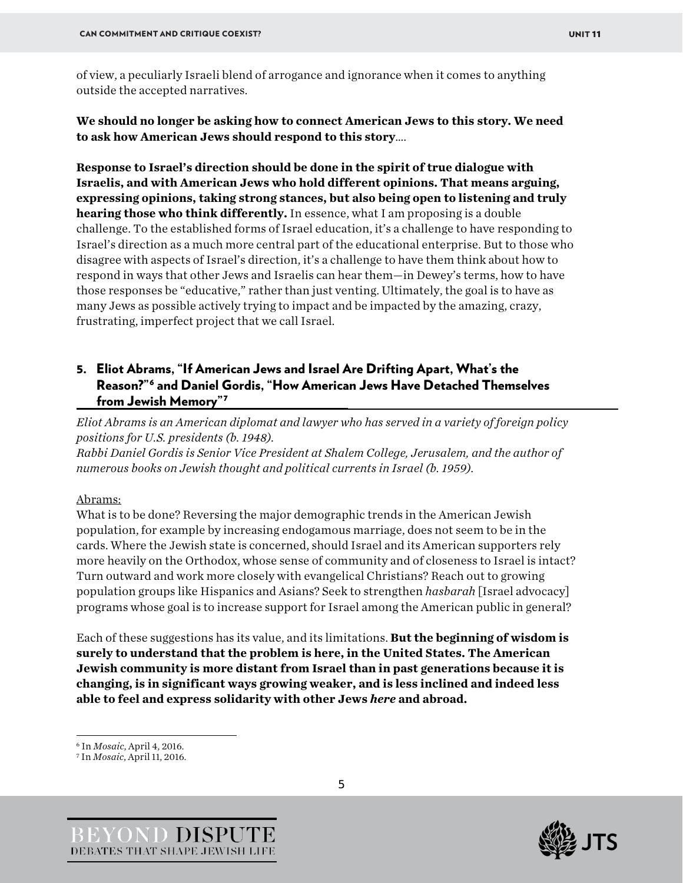of view, a peculiarly Israeli blend of arrogance and ignorance when it comes to anything outside the accepted narratives.

**We should no longer be asking how to connect American Jews to this story. We need to ask how American Jews should respond to this story**....

**Response to Israel's direction should be done in the spirit of true dialogue with Israelis, and with American Jews who hold different opinions. That means arguing, expressing opinions, taking strong stances, but also being open to listening and truly hearing those who think differently.** In essence, what I am proposing is a double challenge. To the established forms of Israel education, it's a challenge to have responding to Israel's direction as a much more central part of the educational enterprise. But to those who disagree with aspects of Israel's direction, it's a challenge to have them think about how to respond in ways that other Jews and Israelis can hear them—in Dewey's terms, how to have those responses be "educative," rather than just venting. Ultimately, the goal is to have as many Jews as possible actively trying to impact and be impacted by the amazing, crazy, frustrating, imperfect project that we call Israel.

## 5. Eliot Abrams, "If American Jews and Israel Are Drifting Apart, What's the Reason?"[6] and Daniel Gordis, "How American Jews Have Detached Themselves from Jewish Memory"[7]

*Eliot Abrams is an American diplomat and lawyer who has served in a variety of foreign policy positions for U.S. presidents (b. 1948).*
*Rabbi Daniel Gordis is Senior Vice President at Shalem College, Jerusalem, and the author of numerous books on Jewish thought and political currents in Israel (b. 1959).*

Abrams:

What is to be done? Reversing the major demographic trends in the American Jewish population, for example by increasing endogamous marriage, does not seem to be in the cards. Where the Jewish state is concerned, should Israel and its American supporters rely more heavily on the Orthodox, whose sense of community and of closeness to Israel is intact? Turn outward and work more closely with evangelical Christians? Reach out to growing population groups like Hispanics and Asians? Seek to strengthen *hasbarah* [Israel advocacy] programs whose goal is to increase support for Israel among the American public in general?

Each of these suggestions has its value, and its limitations. **But the beginning of wisdom is surely to understand that the problem is here, in the United States. The American Jewish community is more distant from Israel than in past generations because it is changing, is in significant ways growing weaker, and is less inclined and indeed less able to feel and express solidarity with other Jews *here* and abroad.**

---

[6] In *Mosaic*, April 4, 2016.
[7] In *Mosaic*, April 11, 2016.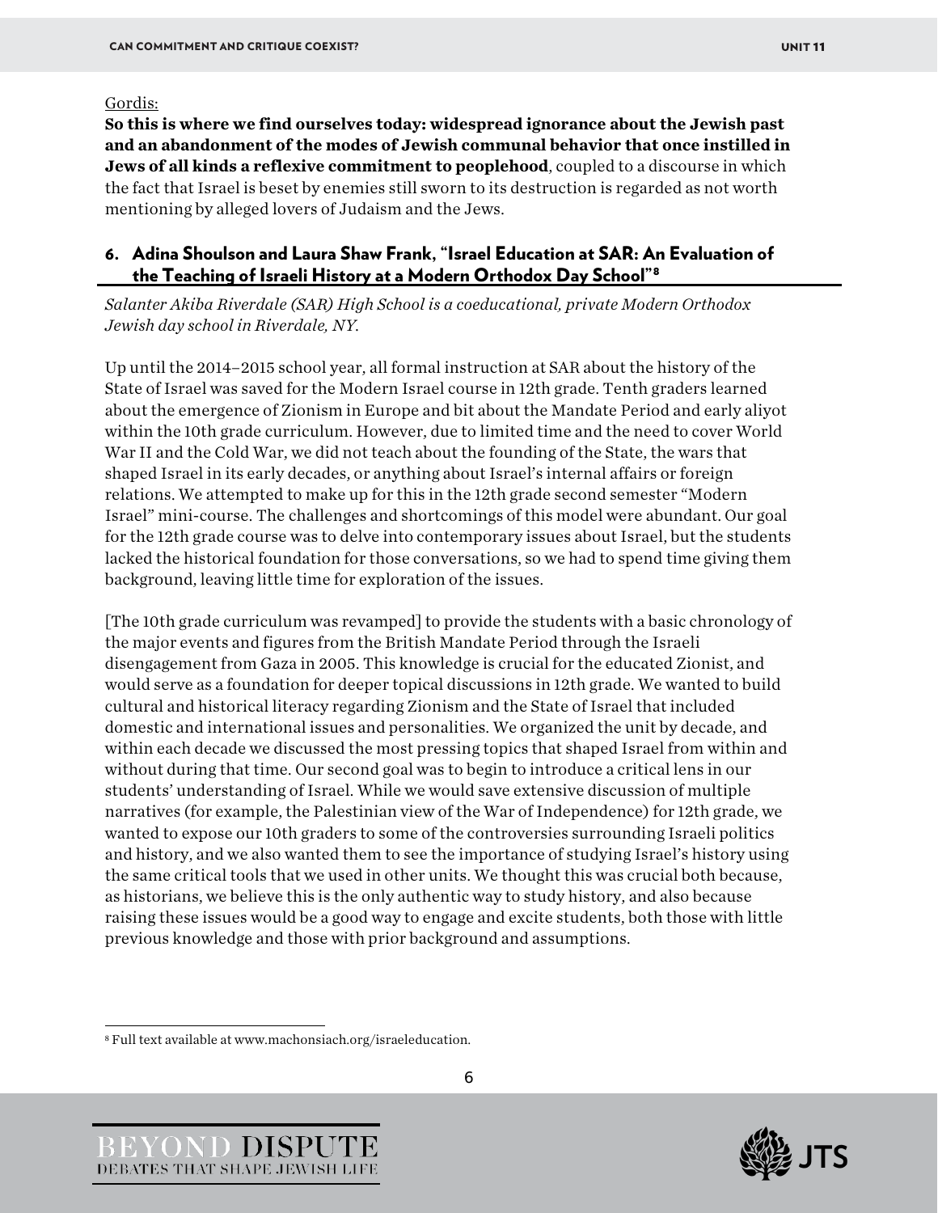Gordis:

**So this is where we find ourselves today: widespread ignorance about the Jewish past and an abandonment of the modes of Jewish communal behavior that once instilled in Jews of all kinds a reflexive commitment to peoplehood**, coupled to a discourse in which the fact that Israel is beset by enemies still sworn to its destruction is regarded as not worth mentioning by alleged lovers of Judaism and the Jews.

## 6. Adina Shoulson and Laura Shaw Frank, "Israel Education at SAR: An Evaluation of the Teaching of Israeli History at a Modern Orthodox Day School"[8]

*Salanter Akiba Riverdale (SAR) High School is a coeducational, private Modern Orthodox Jewish day school in Riverdale, NY.*

Up until the 2014–2015 school year, all formal instruction at SAR about the history of the State of Israel was saved for the Modern Israel course in 12th grade. Tenth graders learned about the emergence of Zionism in Europe and bit about the Mandate Period and early aliyot within the 10th grade curriculum. However, due to limited time and the need to cover World War II and the Cold War, we did not teach about the founding of the State, the wars that shaped Israel in its early decades, or anything about Israel's internal affairs or foreign relations. We attempted to make up for this in the 12th grade second semester "Modern Israel" mini-course. The challenges and shortcomings of this model were abundant. Our goal for the 12th grade course was to delve into contemporary issues about Israel, but the students lacked the historical foundation for those conversations, so we had to spend time giving them background, leaving little time for exploration of the issues.

[The 10th grade curriculum was revamped] to provide the students with a basic chronology of the major events and figures from the British Mandate Period through the Israeli disengagement from Gaza in 2005. This knowledge is crucial for the educated Zionist, and would serve as a foundation for deeper topical discussions in 12th grade. We wanted to build cultural and historical literacy regarding Zionism and the State of Israel that included domestic and international issues and personalities. We organized the unit by decade, and within each decade we discussed the most pressing topics that shaped Israel from within and without during that time. Our second goal was to begin to introduce a critical lens in our students' understanding of Israel. While we would save extensive discussion of multiple narratives (for example, the Palestinian view of the War of Independence) for 12th grade, we wanted to expose our 10th graders to some of the controversies surrounding Israeli politics and history, and we also wanted them to see the importance of studying Israel's history using the same critical tools that we used in other units. We thought this was crucial both because, as historians, we believe this is the only authentic way to study history, and also because raising these issues would be a good way to engage and excite students, both those with little previous knowledge and those with prior background and assumptions.

[8] Full text available at www.machonsiach.org/israeleducation.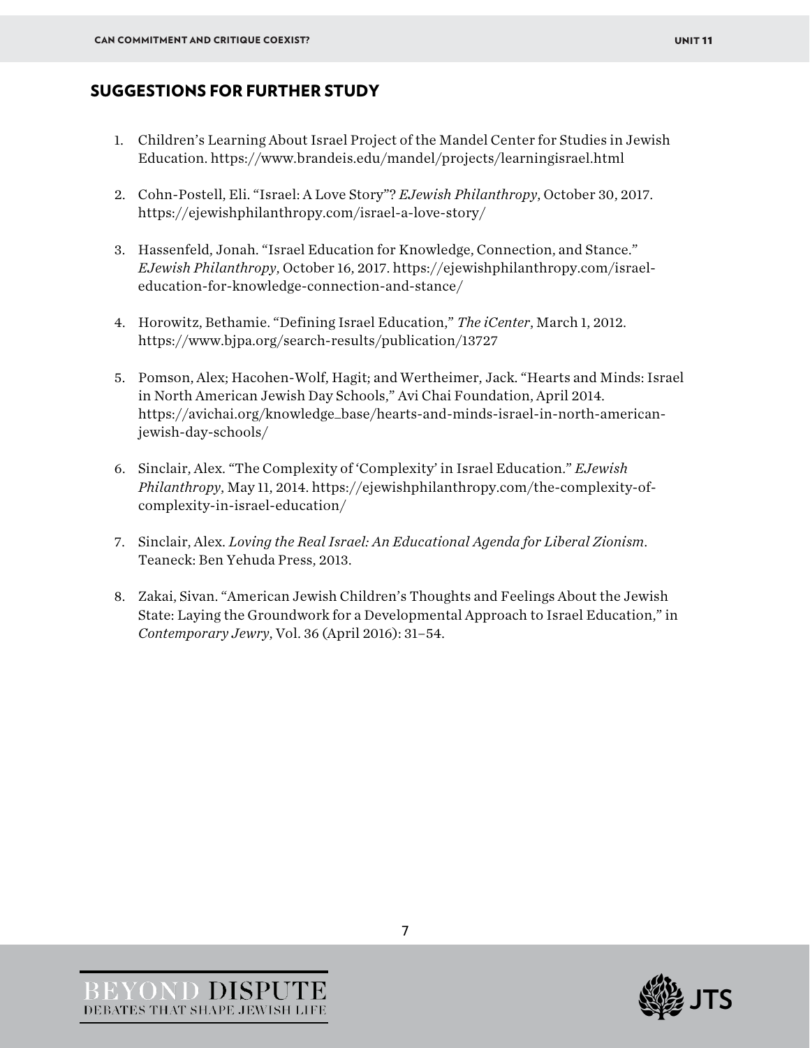## SUGGESTIONS FOR FURTHER STUDY

1. Children's Learning About Israel Project of the Mandel Center for Studies in Jewish Education. https://www.brandeis.edu/mandel/projects/learningisrael.html

2. Cohn-Postell, Eli. "Israel: A Love Story"? *EJewish Philanthropy*, October 30, 2017. https://ejewishphilanthropy.com/israel-a-love-story/

3. Hassenfeld, Jonah. "Israel Education for Knowledge, Connection, and Stance." *EJewish Philanthropy*, October 16, 2017. https://ejewishphilanthropy.com/israel-education-for-knowledge-connection-and-stance/

4. Horowitz, Bethamie. "Defining Israel Education," *The iCenter*, March 1, 2012. https://www.bjpa.org/search-results/publication/13727

5. Pomson, Alex; Hacohen-Wolf, Hagit; and Wertheimer, Jack. "Hearts and Minds: Israel in North American Jewish Day Schools," Avi Chai Foundation, April 2014. https://avichai.org/knowledge_base/hearts-and-minds-israel-in-north-american-jewish-day-schools/

6. Sinclair, Alex. "The Complexity of 'Complexity' in Israel Education." *EJewish Philanthropy*, May 11, 2014. https://ejewishphilanthropy.com/the-complexity-of-complexity-in-israel-education/

7. Sinclair, Alex. *Loving the Real Israel: An Educational Agenda for Liberal Zionism*. Teaneck: Ben Yehuda Press, 2013.

8. Zakai, Sivan. "American Jewish Children's Thoughts and Feelings About the Jewish State: Laying the Groundwork for a Developmental Approach to Israel Education," in *Contemporary Jewry*, Vol. 36 (April 2016): 31–54.